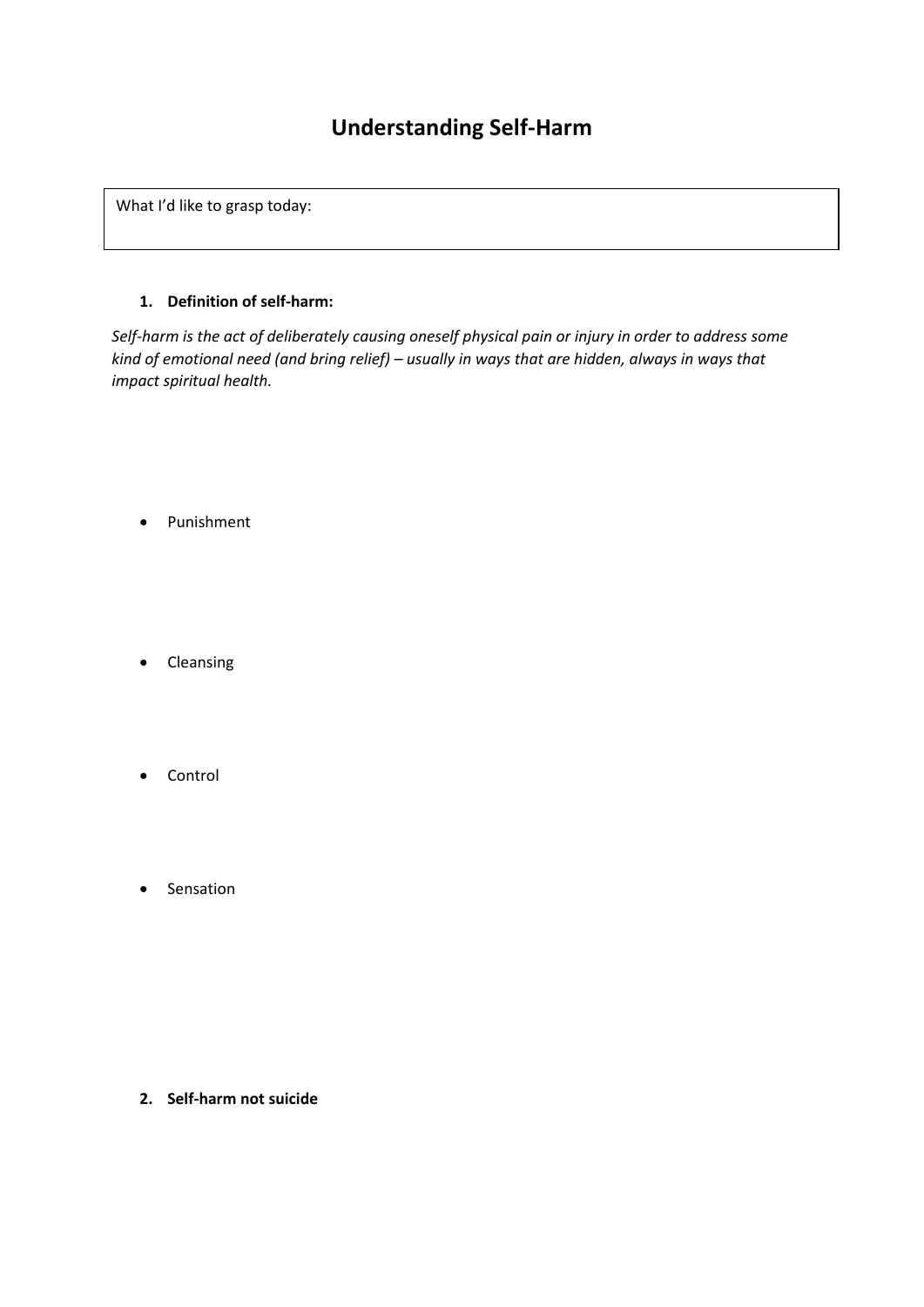# Understanding Self-Harm

What I'd like to grasp today:

1. **Definition of self-harm:**

*Self-harm is the act of deliberately causing oneself physical pain or injury in order to address some kind of emotional need (and bring relief) – usually in ways that are hidden, always in ways that impact spiritual health.*

- Punishment

- Cleansing

- Control

- Sensation

2. **Self-harm not suicide**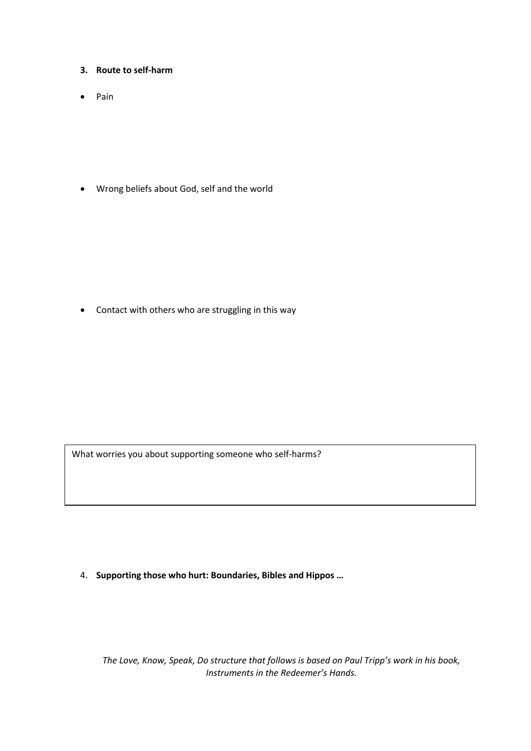3. **Route to self-harm**

- Pain

- Wrong beliefs about God, self and the world

- Contact with others who are struggling in this way

| What worries you about supporting someone who self-harms? |
| --- |

4. **Supporting those who hurt: Boundaries, Bibles and Hippos …**

*The Love, Know, Speak, Do structure that follows is based on Paul Tripp's work in his book, Instruments in the Redeemer's Hands.*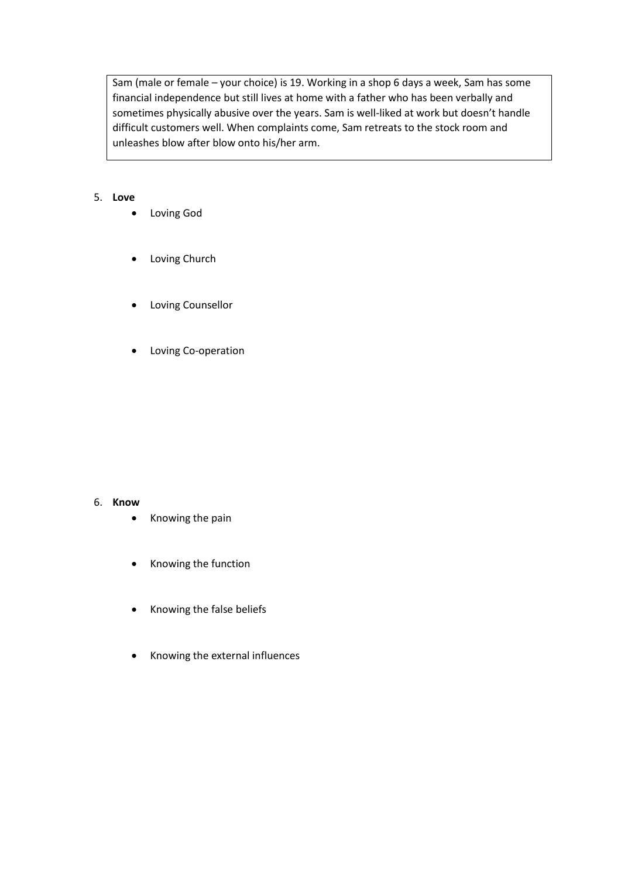> Sam (male or female – your choice) is 19. Working in a shop 6 days a week, Sam has some financial independence but still lives at home with a father who has been verbally and sometimes physically abusive over the years. Sam is well-liked at work but doesn't handle difficult customers well. When complaints come, Sam retreats to the stock room and unleashes blow after blow onto his/her arm.

5. **Love**
    - Loving God
    - Loving Church
    - Loving Counsellor
    - Loving Co-operation

6. **Know**
    - Knowing the pain
    - Knowing the function
    - Knowing the false beliefs
    - Knowing the external influences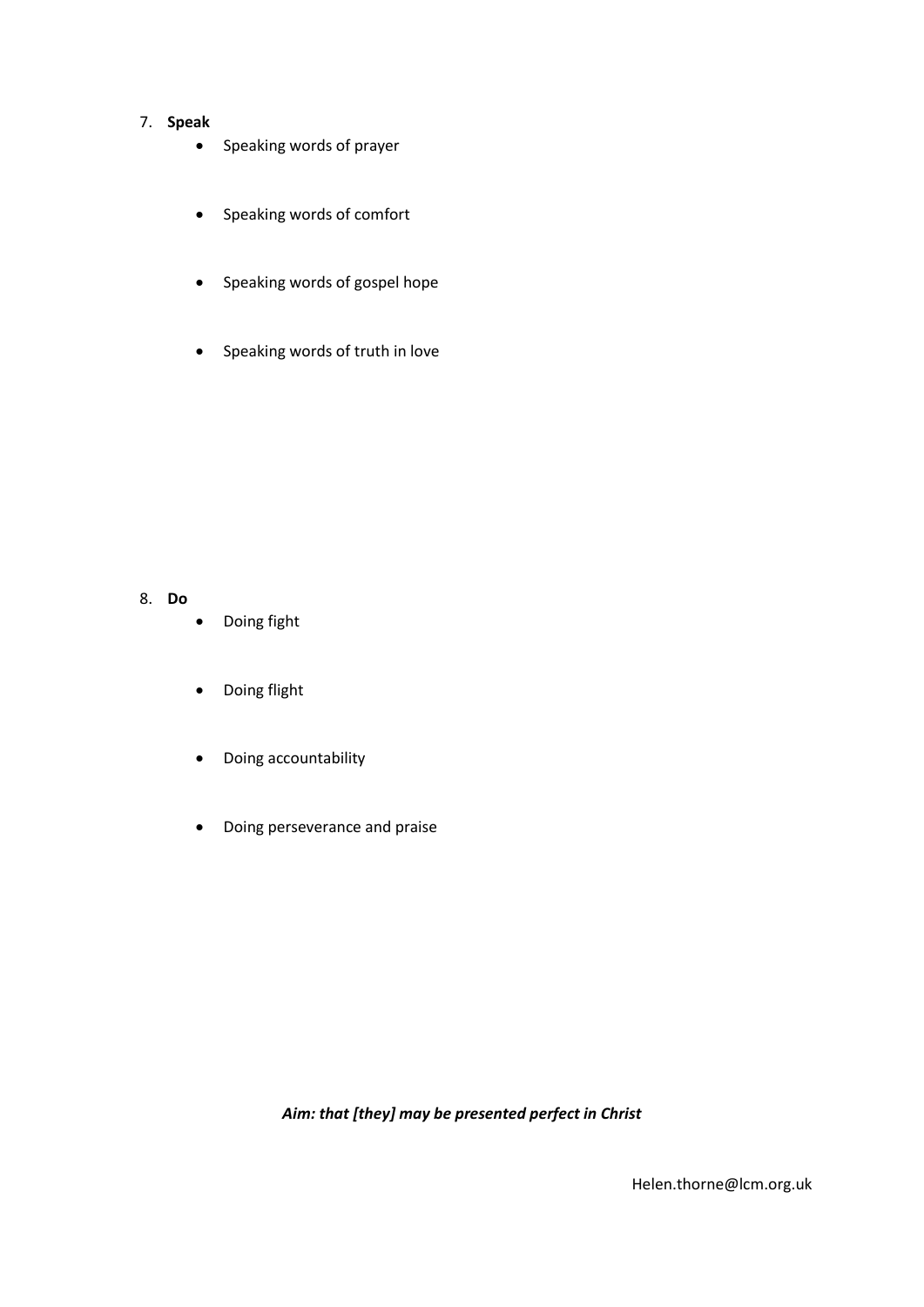7. **Speak**
   - Speaking words of prayer
   - Speaking words of comfort
   - Speaking words of gospel hope
   - Speaking words of truth in love

8. **Do**
   - Doing fight
   - Doing flight
   - Doing accountability
   - Doing perseverance and praise

***Aim: that [they] may be presented perfect in Christ***

Helen.thorne@lcm.org.uk